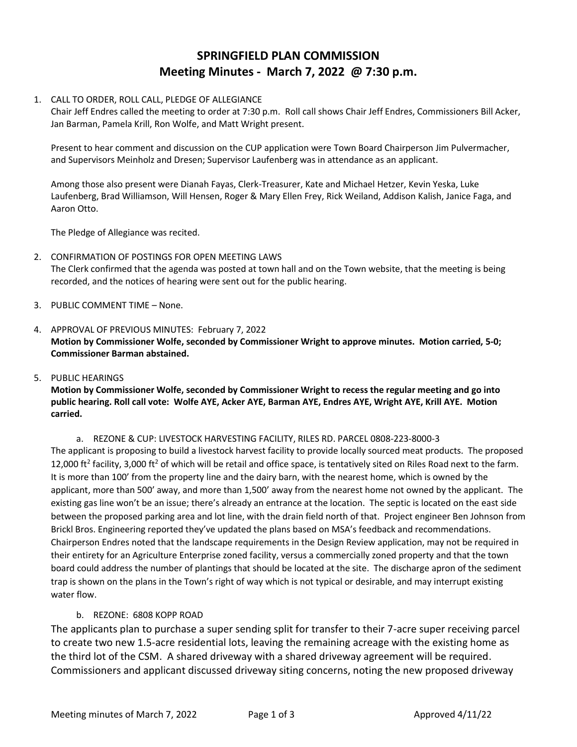# SPRINGFIELD PLAN COMMISSION
## Meeting Minutes - March 7, 2022 @ 7:30 p.m.

1. CALL TO ORDER, ROLL CALL, PLEDGE OF ALLEGIANCE

   Chair Jeff Endres called the meeting to order at 7:30 p.m. Roll call shows Chair Jeff Endres, Commissioners Bill Acker, Jan Barman, Pamela Krill, Ron Wolfe, and Matt Wright present.

   Present to hear comment and discussion on the CUP application were Town Board Chairperson Jim Pulvermacher, and Supervisors Meinholz and Dresen; Supervisor Laufenberg was in attendance as an applicant.

   Among those also present were Dianah Fayas, Clerk-Treasurer, Kate and Michael Hetzer, Kevin Yeska, Luke Laufenberg, Brad Williamson, Will Hensen, Roger & Mary Ellen Frey, Rick Weiland, Addison Kalish, Janice Faga, and Aaron Otto.

   The Pledge of Allegiance was recited.

2. CONFIRMATION OF POSTINGS FOR OPEN MEETING LAWS

   The Clerk confirmed that the agenda was posted at town hall and on the Town website, that the meeting is being recorded, and the notices of hearing were sent out for the public hearing.

3. PUBLIC COMMENT TIME – None.

4. APPROVAL OF PREVIOUS MINUTES: February 7, 2022

   **Motion by Commissioner Wolfe, seconded by Commissioner Wright to approve minutes. Motion carried, 5-0; Commissioner Barman abstained.**

5. PUBLIC HEARINGS

   **Motion by Commissioner Wolfe, seconded by Commissioner Wright to recess the regular meeting and go into public hearing. Roll call vote: Wolfe AYE, Acker AYE, Barman AYE, Endres AYE, Wright AYE, Krill AYE. Motion carried.**

   a. REZONE & CUP: LIVESTOCK HARVESTING FACILITY, RILES RD. PARCEL 0808-223-8000-3

   The applicant is proposing to build a livestock harvest facility to provide locally sourced meat products. The proposed 12,000 ft$^2$ facility, 3,000 ft$^2$ of which will be retail and office space, is tentatively sited on Riles Road next to the farm. It is more than 100' from the property line and the dairy barn, with the nearest home, which is owned by the applicant, more than 500' away, and more than 1,500' away from the nearest home not owned by the applicant. The existing gas line won't be an issue; there's already an entrance at the location. The septic is located on the east side between the proposed parking area and lot line, with the drain field north of that. Project engineer Ben Johnson from Brickl Bros. Engineering reported they've updated the plans based on MSA's feedback and recommendations. Chairperson Endres noted that the landscape requirements in the Design Review application, may not be required in their entirety for an Agriculture Enterprise zoned facility, versus a commercially zoned property and that the town board could address the number of plantings that should be located at the site. The discharge apron of the sediment trap is shown on the plans in the Town's right of way which is not typical or desirable, and may interrupt existing water flow.

   b. REZONE: 6808 KOPP ROAD

   The applicants plan to purchase a super sending split for transfer to their 7-acre super receiving parcel to create two new 1.5-acre residential lots, leaving the remaining acreage with the existing home as the third lot of the CSM. A shared driveway with a shared driveway agreement will be required. Commissioners and applicant discussed driveway siting concerns, noting the new proposed driveway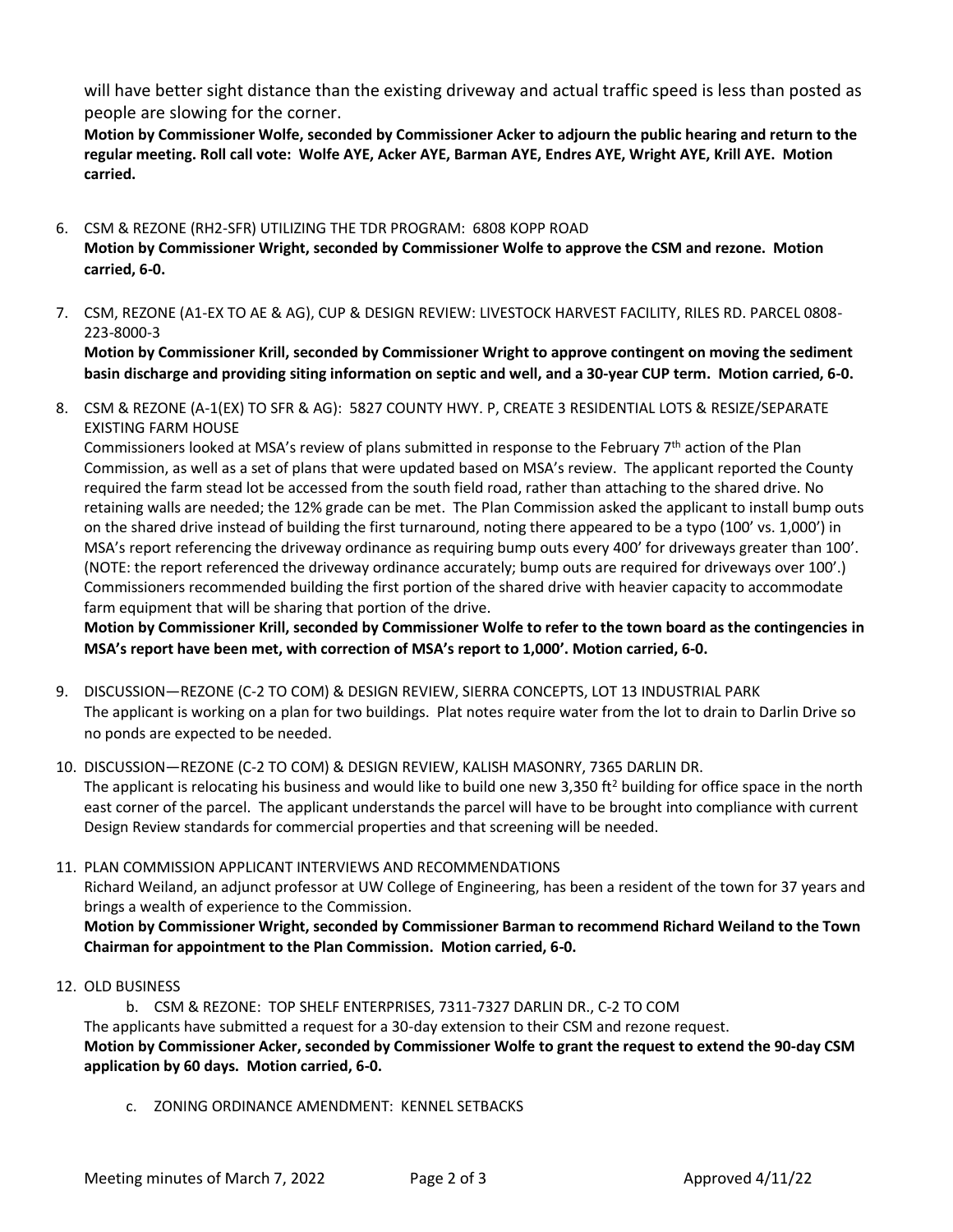will have better sight distance than the existing driveway and actual traffic speed is less than posted as people are slowing for the corner.

**Motion by Commissioner Wolfe, seconded by Commissioner Acker to adjourn the public hearing and return to the regular meeting. Roll call vote: Wolfe AYE, Acker AYE, Barman AYE, Endres AYE, Wright AYE, Krill AYE. Motion carried.**

6. CSM & REZONE (RH2-SFR) UTILIZING THE TDR PROGRAM: 6808 KOPP ROAD

   **Motion by Commissioner Wright, seconded by Commissioner Wolfe to approve the CSM and rezone. Motion carried, 6-0.**

7. CSM, REZONE (A1-EX TO AE & AG), CUP & DESIGN REVIEW: LIVESTOCK HARVEST FACILITY, RILES RD. PARCEL 0808-223-8000-3

   **Motion by Commissioner Krill, seconded by Commissioner Wright to approve contingent on moving the sediment basin discharge and providing siting information on septic and well, and a 30-year CUP term. Motion carried, 6-0.**

8. CSM & REZONE (A-1(EX) TO SFR & AG): 5827 COUNTY HWY. P, CREATE 3 RESIDENTIAL LOTS & RESIZE/SEPARATE EXISTING FARM HOUSE

   Commissioners looked at MSA's review of plans submitted in response to the February 7th action of the Plan Commission, as well as a set of plans that were updated based on MSA's review. The applicant reported the County required the farm stead lot be accessed from the south field road, rather than attaching to the shared drive. No retaining walls are needed; the 12% grade can be met. The Plan Commission asked the applicant to install bump outs on the shared drive instead of building the first turnaround, noting there appeared to be a typo (100' vs. 1,000') in MSA's report referencing the driveway ordinance as requiring bump outs every 400' for driveways greater than 100'. (NOTE: the report referenced the driveway ordinance accurately; bump outs are required for driveways over 100'.) Commissioners recommended building the first portion of the shared drive with heavier capacity to accommodate farm equipment that will be sharing that portion of the drive.

   **Motion by Commissioner Krill, seconded by Commissioner Wolfe to refer to the town board as the contingencies in MSA's report have been met, with correction of MSA's report to 1,000'. Motion carried, 6-0.**

9. DISCUSSION—REZONE (C-2 TO COM) & DESIGN REVIEW, SIERRA CONCEPTS, LOT 13 INDUSTRIAL PARK

   The applicant is working on a plan for two buildings. Plat notes require water from the lot to drain to Darlin Drive so no ponds are expected to be needed.

10. DISCUSSION—REZONE (C-2 TO COM) & DESIGN REVIEW, KALISH MASONRY, 7365 DARLIN DR.

    The applicant is relocating his business and would like to build one new 3,350 $ft^2$ building for office space in the north east corner of the parcel. The applicant understands the parcel will have to be brought into compliance with current Design Review standards for commercial properties and that screening will be needed.

11. PLAN COMMISSION APPLICANT INTERVIEWS AND RECOMMENDATIONS

    Richard Weiland, an adjunct professor at UW College of Engineering, has been a resident of the town for 37 years and brings a wealth of experience to the Commission.

    **Motion by Commissioner Wright, seconded by Commissioner Barman to recommend Richard Weiland to the Town Chairman for appointment to the Plan Commission. Motion carried, 6-0.**

12. OLD BUSINESS

    b. CSM & REZONE: TOP SHELF ENTERPRISES, 7311-7327 DARLIN DR., C-2 TO COM

    The applicants have submitted a request for a 30-day extension to their CSM and rezone request.

    **Motion by Commissioner Acker, seconded by Commissioner Wolfe to grant the request to extend the 90-day CSM application by 60 days. Motion carried, 6-0.**

    c. ZONING ORDINANCE AMENDMENT: KENNEL SETBACKS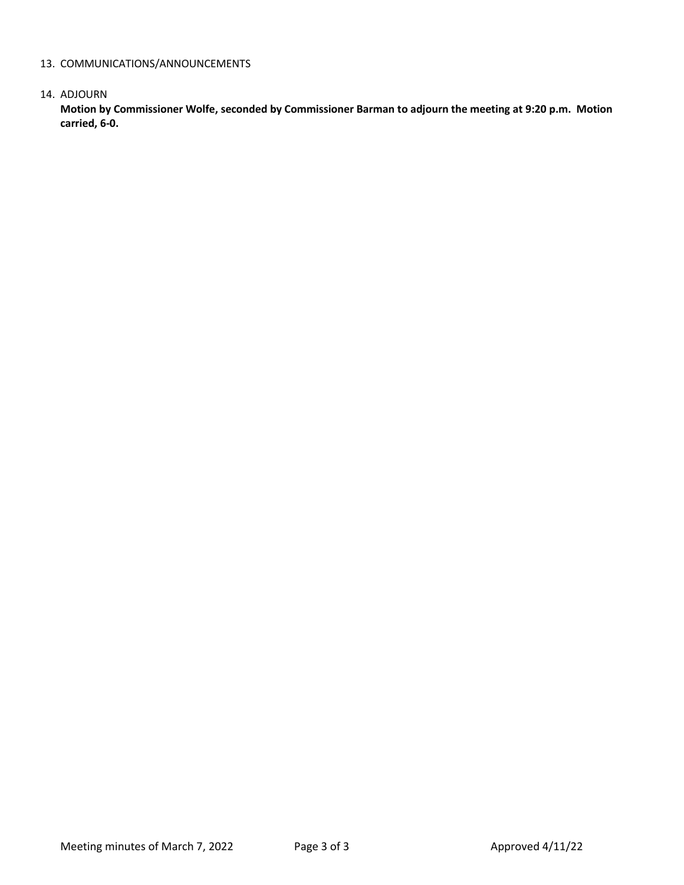13. COMMUNICATIONS/ANNOUNCEMENTS

14. ADJOURN

    **Motion by Commissioner Wolfe, seconded by Commissioner Barman to adjourn the meeting at 9:20 p.m. Motion carried, 6-0.**